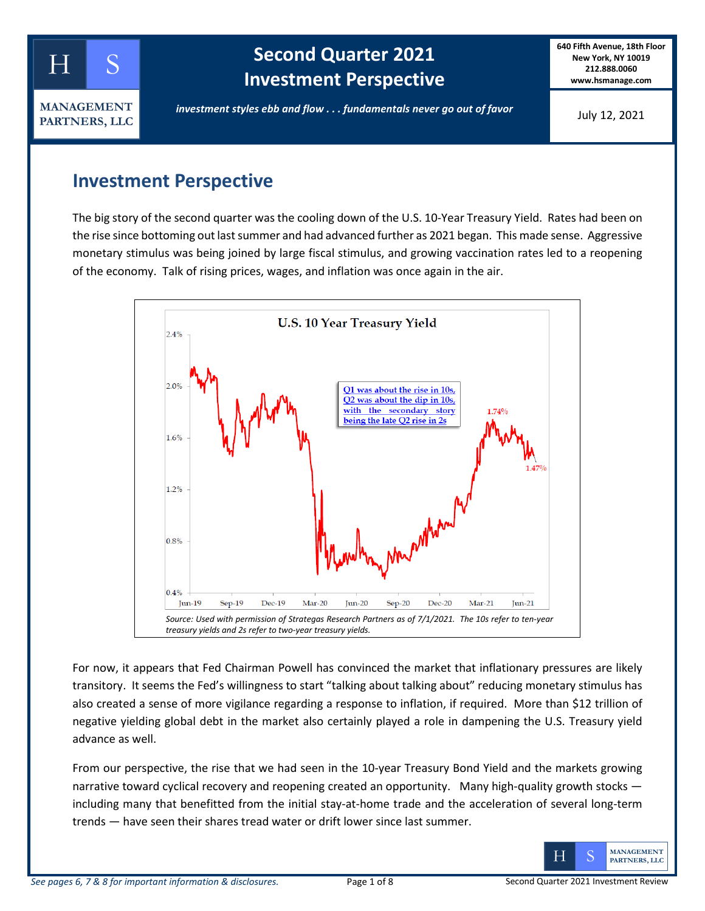# Second Quarter 2021 Investment Perspective

*investment styles ebb and flow . . . fundamentals never go out of favor*

640 Fifth Avenue, 18th Floor
New York, NY 10019
212.888.0060
www.hsmanage.com

July 12, 2021

## Investment Perspective

The big story of the second quarter was the cooling down of the U.S. 10-Year Treasury Yield. Rates had been on the rise since bottoming out last summer and had advanced further as 2021 began. This made sense. Aggressive monetary stimulus was being joined by large fiscal stimulus, and growing vaccination rates led to a reopening of the economy. Talk of rising prices, wages, and inflation was once again in the air.

**U.S. 10 Year Treasury Yield**

Q1 was about the rise in 10s, Q2 was about the dip in 10s, with the secondary story being the late Q2 rise in 2s

*Source: Used with permission of Strategas Research Partners as of 7/1/2021. The 10s refer to ten-year treasury yields and 2s refer to two-year treasury yields.*

For now, it appears that Fed Chairman Powell has convinced the market that inflationary pressures are likely transitory. It seems the Fed's willingness to start "talking about talking about" reducing monetary stimulus has also created a sense of more vigilance regarding a response to inflation, if required. More than $12 trillion of negative yielding global debt in the market also certainly played a role in dampening the U.S. Treasury yield advance as well.

From our perspective, the rise that we had seen in the 10-year Treasury Bond Yield and the markets growing narrative toward cyclical recovery and reopening created an opportunity. Many high-quality growth stocks — including many that benefitted from the initial stay-at-home trade and the acceleration of several long-term trends — have seen their shares tread water or drift lower since last summer.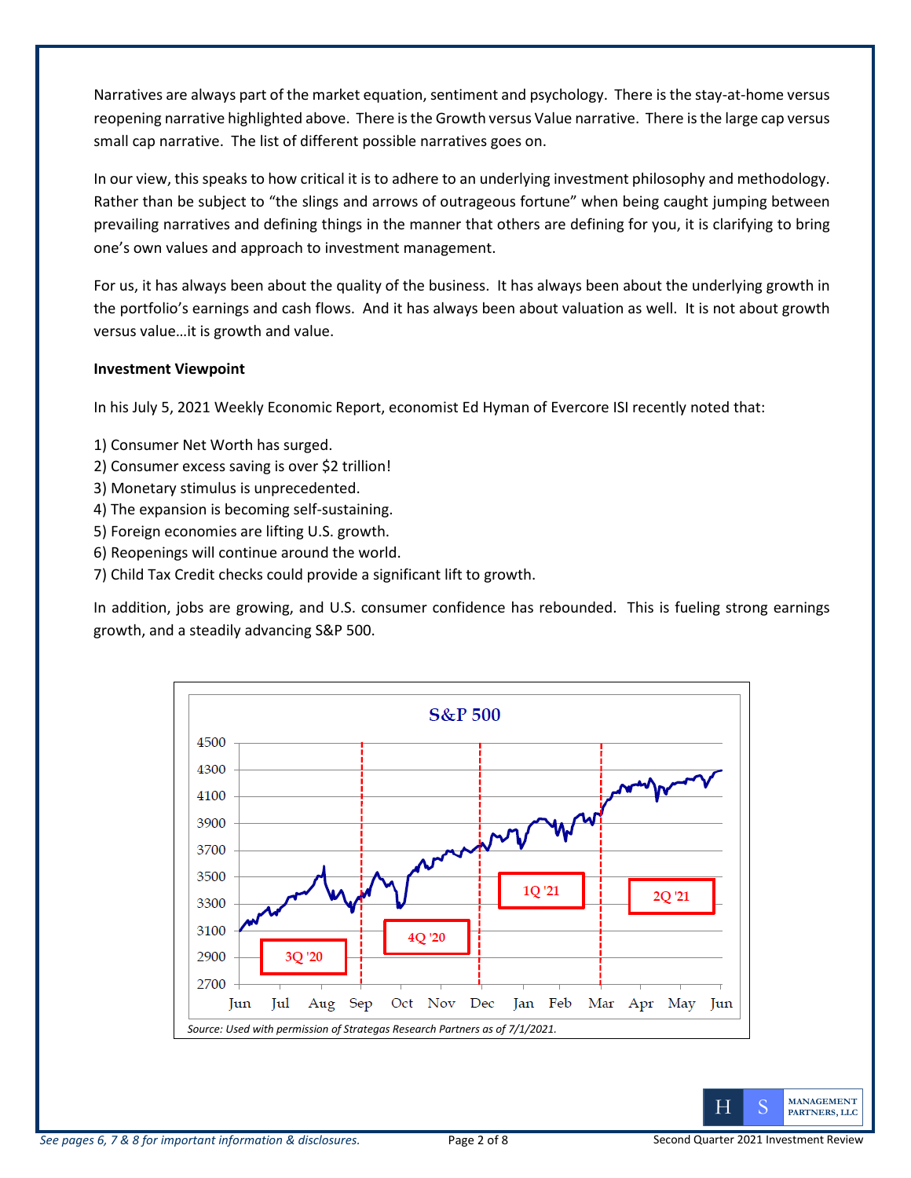Narratives are always part of the market equation, sentiment and psychology. There is the stay-at-home versus reopening narrative highlighted above. There is the Growth versus Value narrative. There is the large cap versus small cap narrative. The list of different possible narratives goes on.

In our view, this speaks to how critical it is to adhere to an underlying investment philosophy and methodology. Rather than be subject to "the slings and arrows of outrageous fortune" when being caught jumping between prevailing narratives and defining things in the manner that others are defining for you, it is clarifying to bring one's own values and approach to investment management.

For us, it has always been about the quality of the business. It has always been about the underlying growth in the portfolio's earnings and cash flows. And it has always been about valuation as well. It is not about growth versus value…it is growth and value.

**Investment Viewpoint**

In his July 5, 2021 Weekly Economic Report, economist Ed Hyman of Evercore ISI recently noted that:

1) Consumer Net Worth has surged.
2) Consumer excess saving is over $2 trillion!
3) Monetary stimulus is unprecedented.
4) The expansion is becoming self-sustaining.
5) Foreign economies are lifting U.S. growth.
6) Reopenings will continue around the world.
7) Child Tax Credit checks could provide a significant lift to growth.

In addition, jobs are growing, and U.S. consumer confidence has rebounded. This is fueling strong earnings growth, and a steadily advancing S&P 500.

*Source: Used with permission of Strategas Research Partners as of 7/1/2021.*

*See pages 6, 7 & 8 for important information & disclosures.*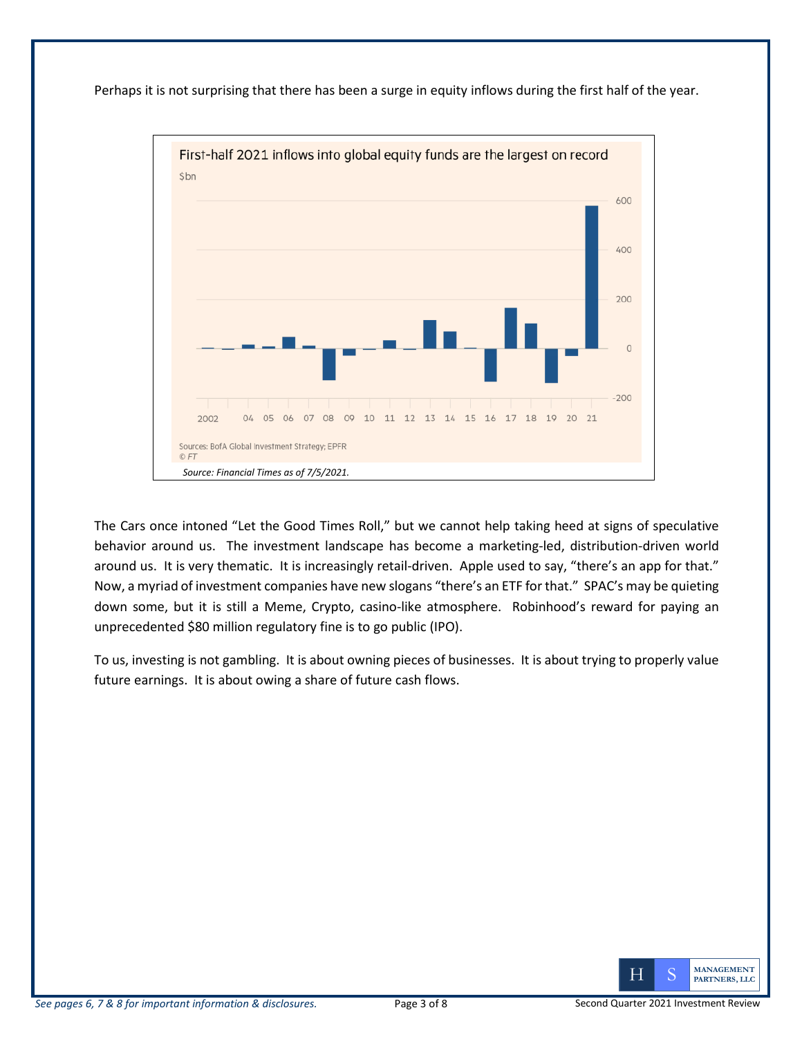Perhaps it is not surprising that there has been a surge in equity inflows during the first half of the year.

First-half 2021 inflows into global equity funds are the largest on record

$bn

Sources: BofA Global Investment Strategy; EPFR
© FT

*Source: Financial Times as of 7/5/2021.*

The Cars once intoned "Let the Good Times Roll," but we cannot help taking heed at signs of speculative behavior around us. The investment landscape has become a marketing-led, distribution-driven world around us. It is very thematic. It is increasingly retail-driven. Apple used to say, "there's an app for that." Now, a myriad of investment companies have new slogans "there's an ETF for that." SPAC's may be quieting down some, but it is still a Meme, Crypto, casino-like atmosphere. Robinhood's reward for paying an unprecedented $80 million regulatory fine is to go public (IPO).

To us, investing is not gambling. It is about owning pieces of businesses. It is about trying to properly value future earnings. It is about owing a share of future cash flows.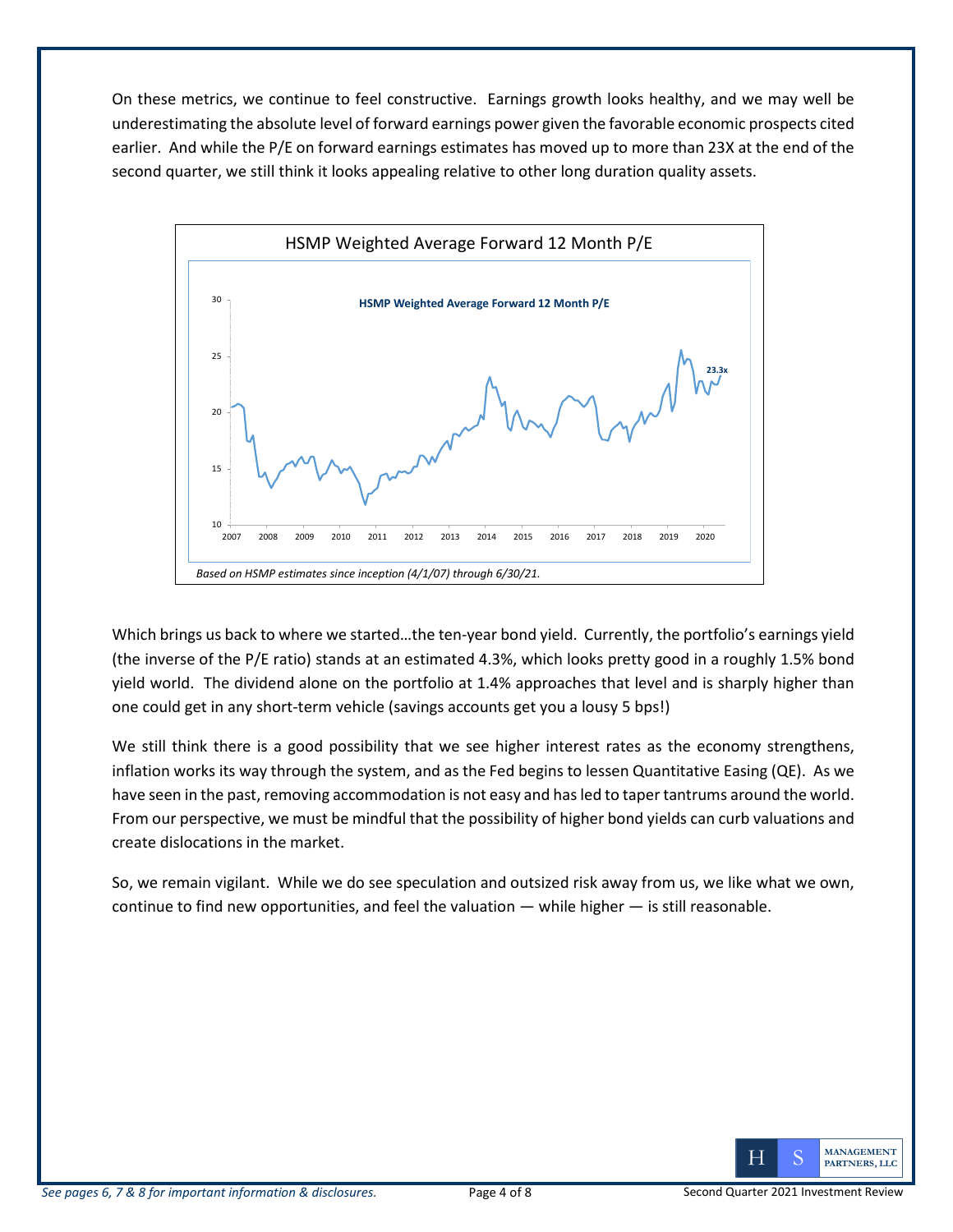On these metrics, we continue to feel constructive. Earnings growth looks healthy, and we may well be underestimating the absolute level of forward earnings power given the favorable economic prospects cited earlier. And while the P/E on forward earnings estimates has moved up to more than 23X at the end of the second quarter, we still think it looks appealing relative to other long duration quality assets.

HSMP Weighted Average Forward 12 Month P/E

*Based on HSMP estimates since inception (4/1/07) through 6/30/21.*

Which brings us back to where we started…the ten-year bond yield. Currently, the portfolio's earnings yield (the inverse of the P/E ratio) stands at an estimated 4.3%, which looks pretty good in a roughly 1.5% bond yield world. The dividend alone on the portfolio at 1.4% approaches that level and is sharply higher than one could get in any short-term vehicle (savings accounts get you a lousy 5 bps!)

We still think there is a good possibility that we see higher interest rates as the economy strengthens, inflation works its way through the system, and as the Fed begins to lessen Quantitative Easing (QE). As we have seen in the past, removing accommodation is not easy and has led to taper tantrums around the world. From our perspective, we must be mindful that the possibility of higher bond yields can curb valuations and create dislocations in the market.

So, we remain vigilant. While we do see speculation and outsized risk away from us, we like what we own, continue to find new opportunities, and feel the valuation — while higher — is still reasonable.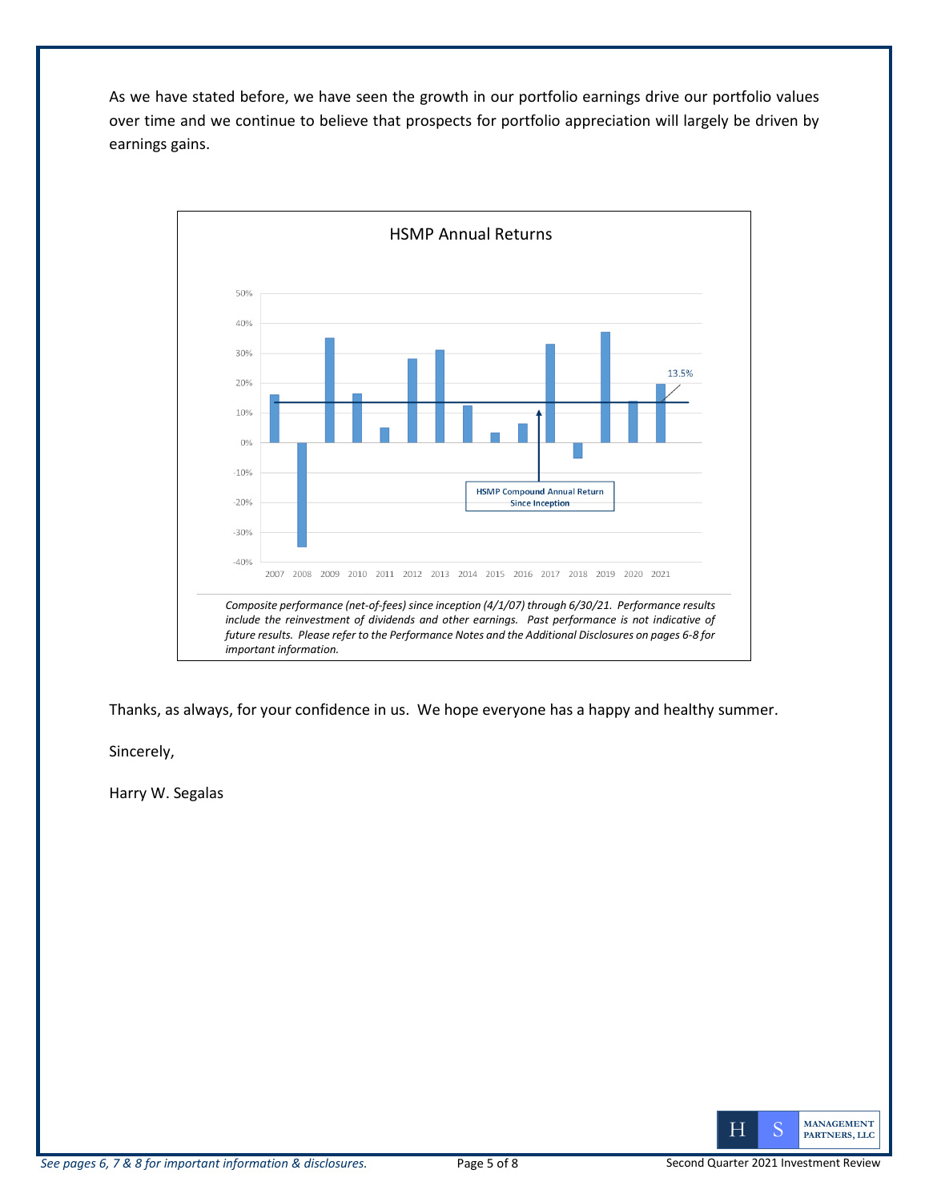As we have stated before, we have seen the growth in our portfolio earnings drive our portfolio values over time and we continue to believe that prospects for portfolio appreciation will largely be driven by earnings gains.

HSMP Annual Returns

*Composite performance (net-of-fees) since inception (4/1/07) through 6/30/21. Performance results include the reinvestment of dividends and other earnings. Past performance is not indicative of future results. Please refer to the Performance Notes and the Additional Disclosures on pages 6-8 for important information.*

Thanks, as always, for your confidence in us. We hope everyone has a happy and healthy summer.

Sincerely,

Harry W. Segalas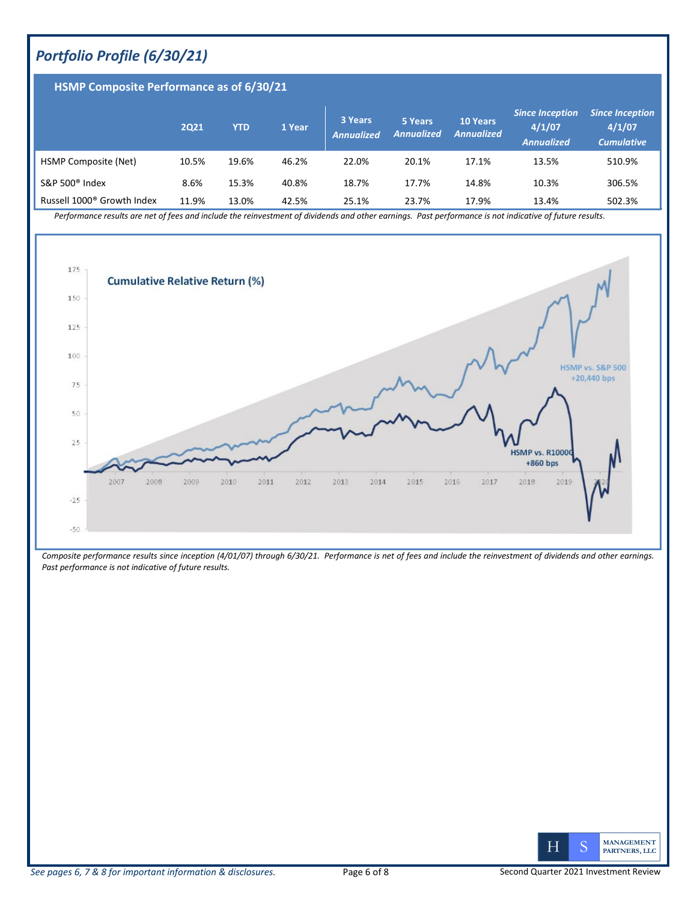## *Portfolio Profile (6/30/21)*

### HSMP Composite Performance as of 6/30/21

| | 2Q21 | YTD | 1 Year | 3 Years *Annualized* | 5 Years *Annualized* | 10 Years *Annualized* | *Since Inception 4/1/07 Annualized* | *Since Inception 4/1/07 Cumulative* |
|---|---|---|---|---|---|---|---|---|
| HSMP Composite (Net) | 10.5% | 19.6% | 46.2% | 22.0% | 20.1% | 17.1% | 13.5% | 510.9% |
| S&P 500® Index | 8.6% | 15.3% | 40.8% | 18.7% | 17.7% | 14.8% | 10.3% | 306.5% |
| Russell 1000® Growth Index | 11.9% | 13.0% | 42.5% | 25.1% | 23.7% | 17.9% | 13.4% | 502.3% |

*Performance results are net of fees and include the reinvestment of dividends and other earnings. Past performance is not indicative of future results.*

**Cumulative Relative Return (%)**

HSMP vs. S&P 500 +20,440 bps

HSMP vs. R1000G +860 bps

*Composite performance results since inception (4/01/07) through 6/30/21. Performance is net of fees and include the reinvestment of dividends and other earnings. Past performance is not indicative of future results.*

*See pages 6, 7 & 8 for important information & disclosures.*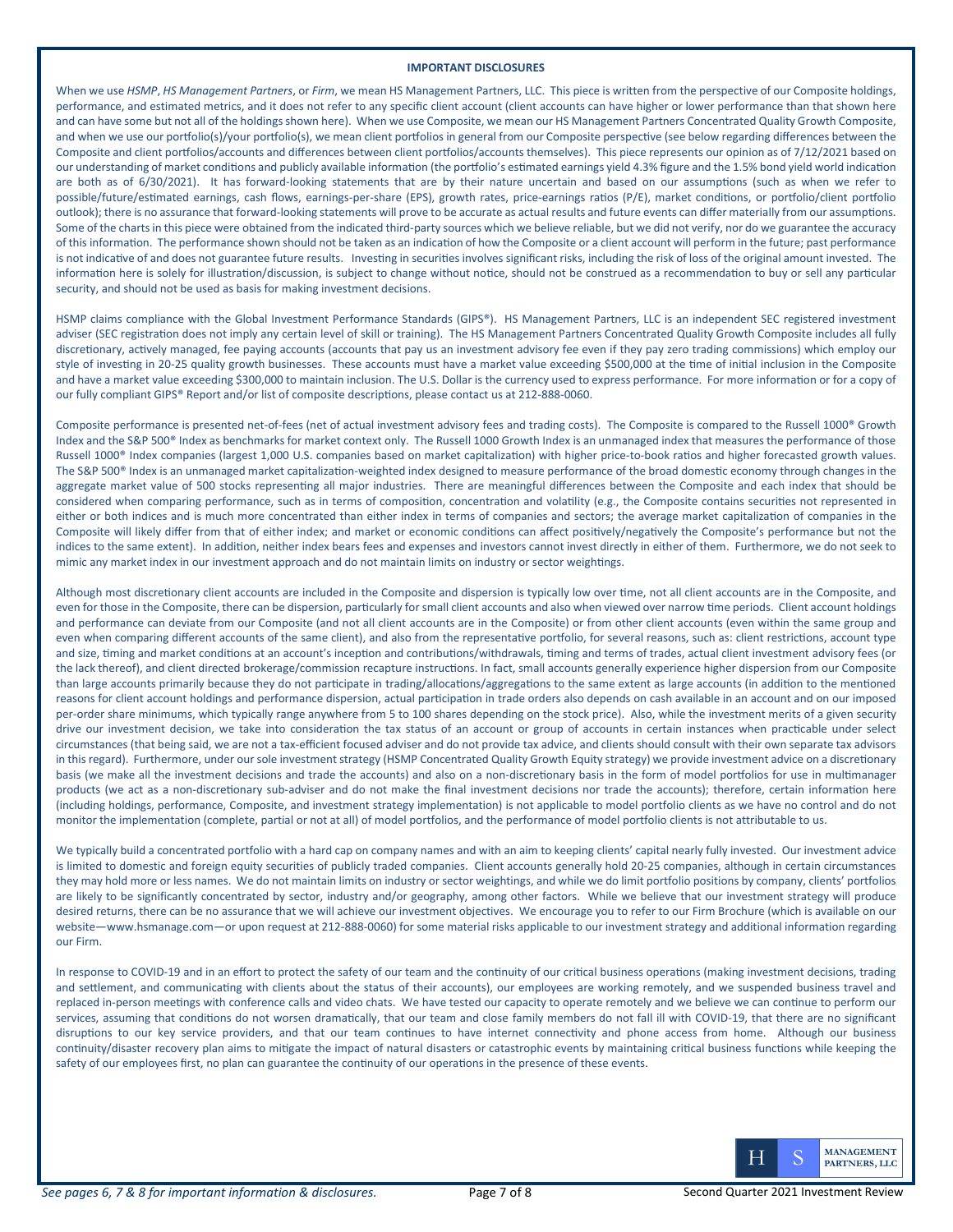## IMPORTANT DISCLOSURES

When we use *HSMP*, *HS Management Partners*, or *Firm*, we mean HS Management Partners, LLC. This piece is written from the perspective of our Composite holdings, performance, and estimated metrics, and it does not refer to any specific client account (client accounts can have higher or lower performance than that shown here and can have some but not all of the holdings shown here). When we use Composite, we mean our HS Management Partners Concentrated Quality Growth Composite, and when we use our portfolio(s)/your portfolio(s), we mean client portfolios in general from our Composite perspective (see below regarding differences between the Composite and client portfolios/accounts and differences between client portfolios/accounts themselves). This piece represents our opinion as of 7/12/2021 based on our understanding of market conditions and publicly available information (the portfolio's estimated earnings yield 4.3% figure and the 1.5% bond yield world indication are both as of 6/30/2021). It has forward-looking statements that are by their nature uncertain and based on our assumptions (such as when we refer to possible/future/estimated earnings, cash flows, earnings-per-share (EPS), growth rates, price-earnings ratios (P/E), market conditions, or portfolio/client portfolio outlook); there is no assurance that forward-looking statements will prove to be accurate as actual results and future events can differ materially from our assumptions. Some of the charts in this piece were obtained from the indicated third-party sources which we believe reliable, but we did not verify, nor do we guarantee the accuracy of this information. The performance shown should not be taken as an indication of how the Composite or a client account will perform in the future; past performance is not indicative of and does not guarantee future results. Investing in securities involves significant risks, including the risk of loss of the original amount invested. The information here is solely for illustration/discussion, is subject to change without notice, should not be construed as a recommendation to buy or sell any particular security, and should not be used as basis for making investment decisions.

HSMP claims compliance with the Global Investment Performance Standards (GIPS®). HS Management Partners, LLC is an independent SEC registered investment adviser (SEC registration does not imply any certain level of skill or training). The HS Management Partners Concentrated Quality Growth Composite includes all fully discretionary, actively managed, fee paying accounts (accounts that pay us an investment advisory fee even if they pay zero trading commissions) which employ our style of investing in 20-25 quality growth businesses. These accounts must have a market value exceeding $500,000 at the time of initial inclusion in the Composite and have a market value exceeding $300,000 to maintain inclusion. The U.S. Dollar is the currency used to express performance. For more information or for a copy of our fully compliant GIPS® Report and/or list of composite descriptions, please contact us at 212-888-0060.

Composite performance is presented net-of-fees (net of actual investment advisory fees and trading costs). The Composite is compared to the Russell 1000® Growth Index and the S&P 500® Index as benchmarks for market context only. The Russell 1000 Growth Index is an unmanaged index that measures the performance of those Russell 1000® Index companies (largest 1,000 U.S. companies based on market capitalization) with higher price-to-book ratios and higher forecasted growth values. The S&P 500® Index is an unmanaged market capitalization-weighted index designed to measure performance of the broad domestic economy through changes in the aggregate market value of 500 stocks representing all major industries. There are meaningful differences between the Composite and each index that should be considered when comparing performance, such as in terms of composition, concentration and volatility (e.g., the Composite contains securities not represented in either or both indices and is much more concentrated than either index in terms of companies and sectors; the average market capitalization of companies in the Composite will likely differ from that of either index; and market or economic conditions can affect positively/negatively the Composite's performance but not the indices to the same extent). In addition, neither index bears fees and expenses and investors cannot invest directly in either of them. Furthermore, we do not seek to mimic any market index in our investment approach and do not maintain limits on industry or sector weightings.

Although most discretionary client accounts are included in the Composite and dispersion is typically low over time, not all client accounts are in the Composite, and even for those in the Composite, there can be dispersion, particularly for small client accounts and also when viewed over narrow time periods. Client account holdings and performance can deviate from our Composite (and not all client accounts are in the Composite) or from other client accounts (even within the same group and even when comparing different accounts of the same client), and also from the representative portfolio, for several reasons, such as: client restrictions, account type and size, timing and market conditions at an account's inception and contributions/withdrawals, timing and terms of trades, actual client investment advisory fees (or the lack thereof), and client directed brokerage/commission recapture instructions. In fact, small accounts generally experience higher dispersion from our Composite than large accounts primarily because they do not participate in trading/allocations/aggregations to the same extent as large accounts (in addition to the mentioned reasons for client account holdings and performance dispersion, actual participation in trade orders also depends on cash available in an account and on our imposed per-order share minimums, which typically range anywhere from 5 to 100 shares depending on the stock price). Also, while the investment merits of a given security drive our investment decision, we take into consideration the tax status of an account or group of accounts in certain instances when practicable under select circumstances (that being said, we are not a tax-efficient focused adviser and do not provide tax advice, and clients should consult with their own separate tax advisors in this regard). Furthermore, under our sole investment strategy (HSMP Concentrated Quality Growth Equity strategy) we provide investment advice on a discretionary basis (we make all the investment decisions and trade the accounts) and also on a non-discretionary basis in the form of model portfolios for use in multimanager products (we act as a non-discretionary sub-adviser and do not make the final investment decisions nor trade the accounts); therefore, certain information here (including holdings, performance, Composite, and investment strategy implementation) is not applicable to model portfolio clients as we have no control and do not monitor the implementation (complete, partial or not at all) of model portfolios, and the performance of model portfolio clients is not attributable to us.

We typically build a concentrated portfolio with a hard cap on company names and with an aim to keeping clients' capital nearly fully invested. Our investment advice is limited to domestic and foreign equity securities of publicly traded companies. Client accounts generally hold 20-25 companies, although in certain circumstances they may hold more or less names. We do not maintain limits on industry or sector weightings, and while we do limit portfolio positions by company, clients' portfolios are likely to be significantly concentrated by sector, industry and/or geography, among other factors. While we believe that our investment strategy will produce desired returns, there can be no assurance that we will achieve our investment objectives. We encourage you to refer to our Firm Brochure (which is available on our website—www.hsmanage.com—or upon request at 212-888-0060) for some material risks applicable to our investment strategy and additional information regarding our Firm.

In response to COVID-19 and in an effort to protect the safety of our team and the continuity of our critical business operations (making investment decisions, trading and settlement, and communicating with clients about the status of their accounts), our employees are working remotely, and we suspended business travel and replaced in-person meetings with conference calls and video chats. We have tested our capacity to operate remotely and we believe we can continue to perform our services, assuming that conditions do not worsen dramatically, that our team and close family members do not fall ill with COVID-19, that there are no significant disruptions to our key service providers, and that our team continues to have internet connectivity and phone access from home. Although our business continuity/disaster recovery plan aims to mitigate the impact of natural disasters or catastrophic events by maintaining critical business functions while keeping the safety of our employees first, no plan can guarantee the continuity of our operations in the presence of these events.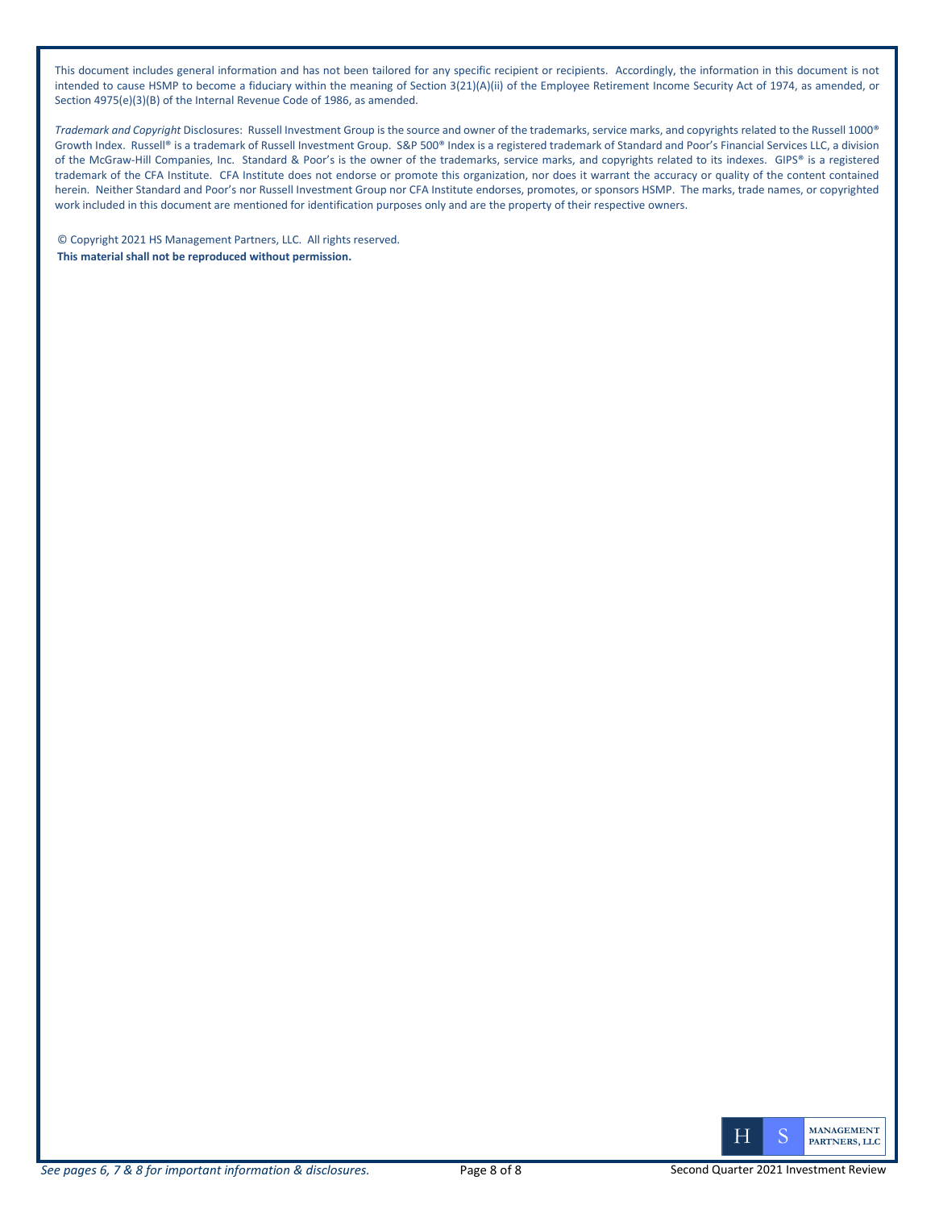This document includes general information and has not been tailored for any specific recipient or recipients. Accordingly, the information in this document is not intended to cause HSMP to become a fiduciary within the meaning of Section 3(21)(A)(ii) of the Employee Retirement Income Security Act of 1974, as amended, or Section 4975(e)(3)(B) of the Internal Revenue Code of 1986, as amended.

*Trademark and Copyright* Disclosures: Russell Investment Group is the source and owner of the trademarks, service marks, and copyrights related to the Russell 1000® Growth Index. Russell® is a trademark of Russell Investment Group. S&P 500® Index is a registered trademark of Standard and Poor's Financial Services LLC, a division of the McGraw-Hill Companies, Inc. Standard & Poor's is the owner of the trademarks, service marks, and copyrights related to its indexes. GIPS® is a registered trademark of the CFA Institute. CFA Institute does not endorse or promote this organization, nor does it warrant the accuracy or quality of the content contained herein. Neither Standard and Poor's nor Russell Investment Group nor CFA Institute endorses, promotes, or sponsors HSMP. The marks, trade names, or copyrighted work included in this document are mentioned for identification purposes only and are the property of their respective owners.

© Copyright 2021 HS Management Partners, LLC. All rights reserved.
**This material shall not be reproduced without permission.**